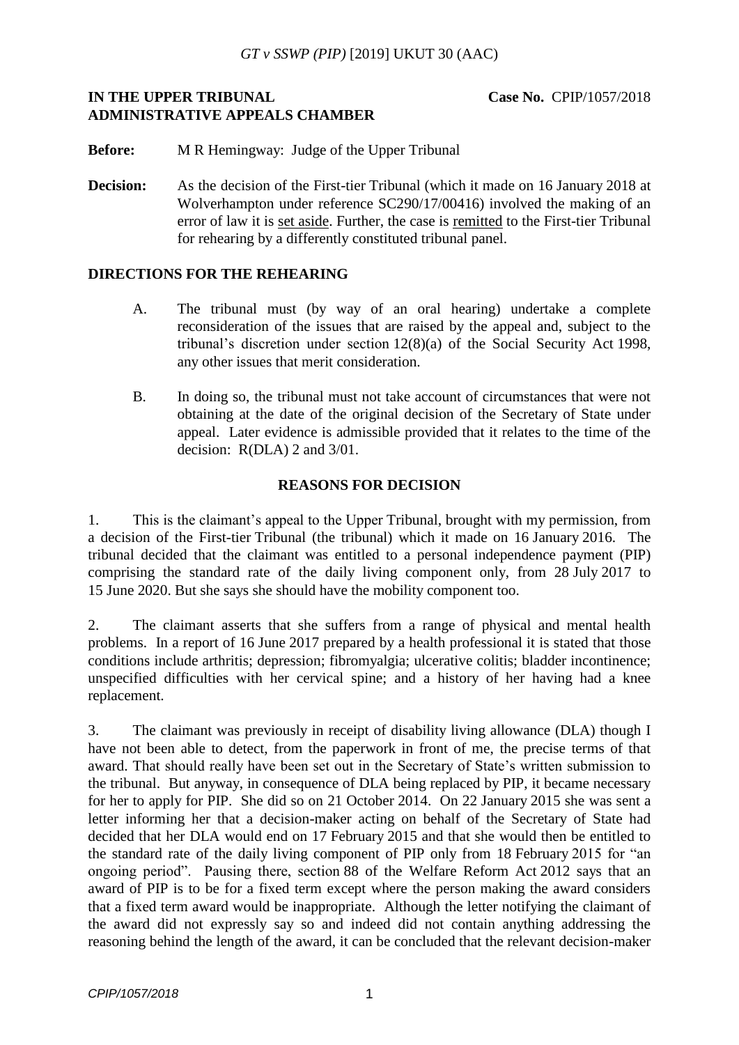*GT v SSWP (PIP)* [2019] UKUT 30 (AAC)

**IN THE UPPER TRIBUNAL**
**ADMINISTRATIVE APPEALS CHAMBER**

**Case No.** CPIP/1057/2018

**Before:** M R Hemingway: Judge of the Upper Tribunal

**Decision:** As the decision of the First-tier Tribunal (which it made on 16 January 2018 at Wolverhampton under reference SC290/17/00416) involved the making of an error of law it is set aside. Further, the case is remitted to the First-tier Tribunal for rehearing by a differently constituted tribunal panel.

## DIRECTIONS FOR THE REHEARING

A. The tribunal must (by way of an oral hearing) undertake a complete reconsideration of the issues that are raised by the appeal and, subject to the tribunal's discretion under section 12(8)(a) of the Social Security Act 1998, any other issues that merit consideration.

B. In doing so, the tribunal must not take account of circumstances that were not obtaining at the date of the original decision of the Secretary of State under appeal. Later evidence is admissible provided that it relates to the time of the decision: R(DLA) 2 and 3/01.

## REASONS FOR DECISION

1. This is the claimant's appeal to the Upper Tribunal, brought with my permission, from a decision of the First-tier Tribunal (the tribunal) which it made on 16 January 2016. The tribunal decided that the claimant was entitled to a personal independence payment (PIP) comprising the standard rate of the daily living component only, from 28 July 2017 to 15 June 2020. But she says she should have the mobility component too.

2. The claimant asserts that she suffers from a range of physical and mental health problems. In a report of 16 June 2017 prepared by a health professional it is stated that those conditions include arthritis; depression; fibromyalgia; ulcerative colitis; bladder incontinence; unspecified difficulties with her cervical spine; and a history of her having had a knee replacement.

3. The claimant was previously in receipt of disability living allowance (DLA) though I have not been able to detect, from the paperwork in front of me, the precise terms of that award. That should really have been set out in the Secretary of State's written submission to the tribunal. But anyway, in consequence of DLA being replaced by PIP, it became necessary for her to apply for PIP. She did so on 21 October 2014. On 22 January 2015 she was sent a letter informing her that a decision-maker acting on behalf of the Secretary of State had decided that her DLA would end on 17 February 2015 and that she would then be entitled to the standard rate of the daily living component of PIP only from 18 February 2015 for "an ongoing period". Pausing there, section 88 of the Welfare Reform Act 2012 says that an award of PIP is to be for a fixed term except where the person making the award considers that a fixed term award would be inappropriate. Although the letter notifying the claimant of the award did not expressly say so and indeed did not contain anything addressing the reasoning behind the length of the award, it can be concluded that the relevant decision-maker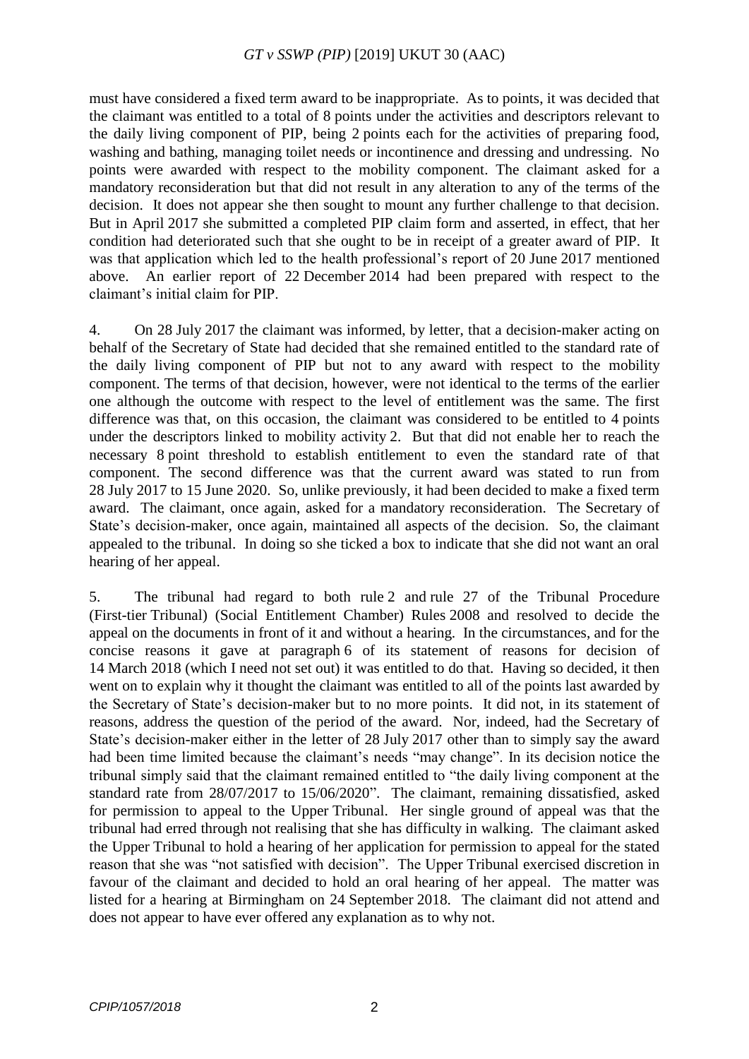must have considered a fixed term award to be inappropriate. As to points, it was decided that the claimant was entitled to a total of 8 points under the activities and descriptors relevant to the daily living component of PIP, being 2 points each for the activities of preparing food, washing and bathing, managing toilet needs or incontinence and dressing and undressing. No points were awarded with respect to the mobility component. The claimant asked for a mandatory reconsideration but that did not result in any alteration to any of the terms of the decision. It does not appear she then sought to mount any further challenge to that decision. But in April 2017 she submitted a completed PIP claim form and asserted, in effect, that her condition had deteriorated such that she ought to be in receipt of a greater award of PIP. It was that application which led to the health professional's report of 20 June 2017 mentioned above. An earlier report of 22 December 2014 had been prepared with respect to the claimant's initial claim for PIP.

4. On 28 July 2017 the claimant was informed, by letter, that a decision-maker acting on behalf of the Secretary of State had decided that she remained entitled to the standard rate of the daily living component of PIP but not to any award with respect to the mobility component. The terms of that decision, however, were not identical to the terms of the earlier one although the outcome with respect to the level of entitlement was the same. The first difference was that, on this occasion, the claimant was considered to be entitled to 4 points under the descriptors linked to mobility activity 2. But that did not enable her to reach the necessary 8 point threshold to establish entitlement to even the standard rate of that component. The second difference was that the current award was stated to run from 28 July 2017 to 15 June 2020. So, unlike previously, it had been decided to make a fixed term award. The claimant, once again, asked for a mandatory reconsideration. The Secretary of State's decision-maker, once again, maintained all aspects of the decision. So, the claimant appealed to the tribunal. In doing so she ticked a box to indicate that she did not want an oral hearing of her appeal.

5. The tribunal had regard to both rule 2 and rule 27 of the Tribunal Procedure (First-tier Tribunal) (Social Entitlement Chamber) Rules 2008 and resolved to decide the appeal on the documents in front of it and without a hearing. In the circumstances, and for the concise reasons it gave at paragraph 6 of its statement of reasons for decision of 14 March 2018 (which I need not set out) it was entitled to do that. Having so decided, it then went on to explain why it thought the claimant was entitled to all of the points last awarded by the Secretary of State's decision-maker but to no more points. It did not, in its statement of reasons, address the question of the period of the award. Nor, indeed, had the Secretary of State's decision-maker either in the letter of 28 July 2017 other than to simply say the award had been time limited because the claimant's needs "may change". In its decision notice the tribunal simply said that the claimant remained entitled to "the daily living component at the standard rate from 28/07/2017 to 15/06/2020". The claimant, remaining dissatisfied, asked for permission to appeal to the Upper Tribunal. Her single ground of appeal was that the tribunal had erred through not realising that she has difficulty in walking. The claimant asked the Upper Tribunal to hold a hearing of her application for permission to appeal for the stated reason that she was "not satisfied with decision". The Upper Tribunal exercised discretion in favour of the claimant and decided to hold an oral hearing of her appeal. The matter was listed for a hearing at Birmingham on 24 September 2018. The claimant did not attend and does not appear to have ever offered any explanation as to why not.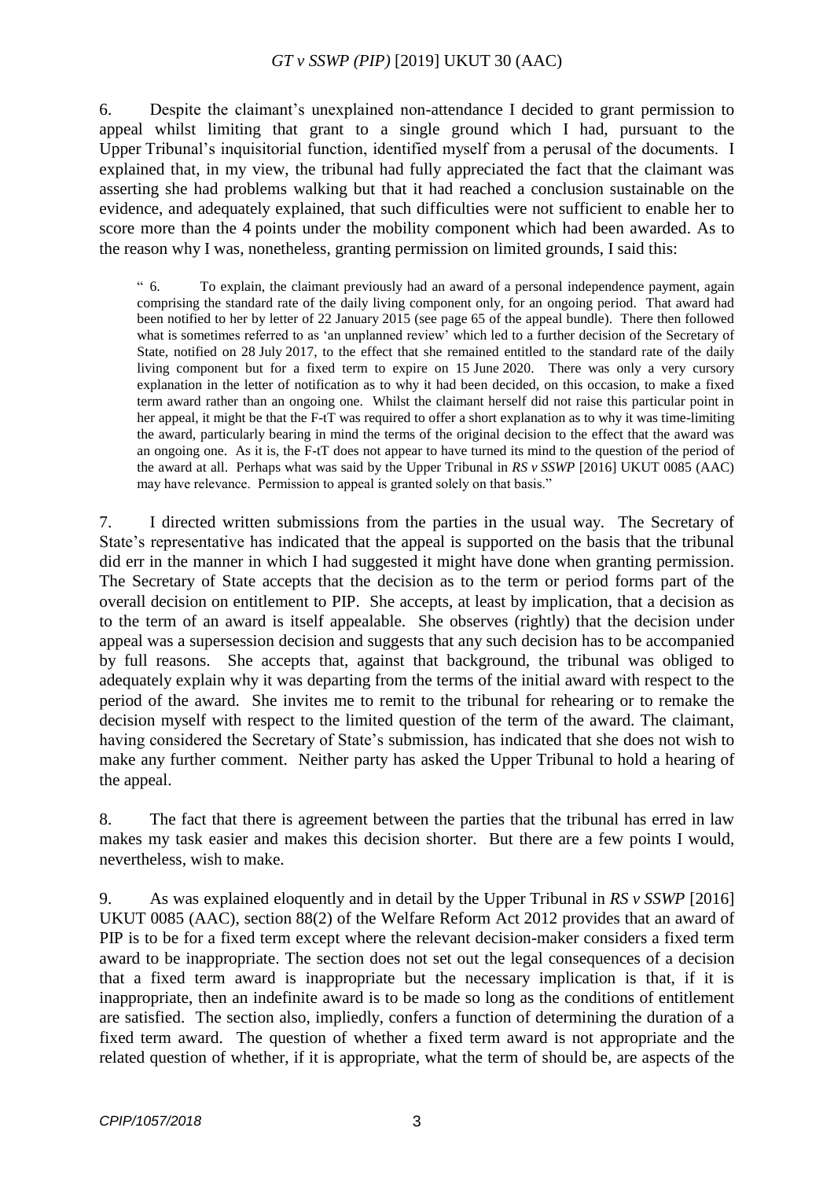6. Despite the claimant's unexplained non-attendance I decided to grant permission to appeal whilst limiting that grant to a single ground which I had, pursuant to the Upper Tribunal's inquisitorial function, identified myself from a perusal of the documents. I explained that, in my view, the tribunal had fully appreciated the fact that the claimant was asserting she had problems walking but that it had reached a conclusion sustainable on the evidence, and adequately explained, that such difficulties were not sufficient to enable her to score more than the 4 points under the mobility component which had been awarded. As to the reason why I was, nonetheless, granting permission on limited grounds, I said this:

> " 6. To explain, the claimant previously had an award of a personal independence payment, again comprising the standard rate of the daily living component only, for an ongoing period. That award had been notified to her by letter of 22 January 2015 (see page 65 of the appeal bundle). There then followed what is sometimes referred to as 'an unplanned review' which led to a further decision of the Secretary of State, notified on 28 July 2017, to the effect that she remained entitled to the standard rate of the daily living component but for a fixed term to expire on 15 June 2020. There was only a very cursory explanation in the letter of notification as to why it had been decided, on this occasion, to make a fixed term award rather than an ongoing one. Whilst the claimant herself did not raise this particular point in her appeal, it might be that the F-tT was required to offer a short explanation as to why it was time-limiting the award, particularly bearing in mind the terms of the original decision to the effect that the award was an ongoing one. As it is, the F-tT does not appear to have turned its mind to the question of the period of the award at all. Perhaps what was said by the Upper Tribunal in *RS v SSWP* [2016] UKUT 0085 (AAC) may have relevance. Permission to appeal is granted solely on that basis."

7. I directed written submissions from the parties in the usual way. The Secretary of State's representative has indicated that the appeal is supported on the basis that the tribunal did err in the manner in which I had suggested it might have done when granting permission. The Secretary of State accepts that the decision as to the term or period forms part of the overall decision on entitlement to PIP. She accepts, at least by implication, that a decision as to the term of an award is itself appealable. She observes (rightly) that the decision under appeal was a supersession decision and suggests that any such decision has to be accompanied by full reasons. She accepts that, against that background, the tribunal was obliged to adequately explain why it was departing from the terms of the initial award with respect to the period of the award. She invites me to remit to the tribunal for rehearing or to remake the decision myself with respect to the limited question of the term of the award. The claimant, having considered the Secretary of State's submission, has indicated that she does not wish to make any further comment. Neither party has asked the Upper Tribunal to hold a hearing of the appeal.

8. The fact that there is agreement between the parties that the tribunal has erred in law makes my task easier and makes this decision shorter. But there are a few points I would, nevertheless, wish to make.

9. As was explained eloquently and in detail by the Upper Tribunal in *RS v SSWP* [2016] UKUT 0085 (AAC), section 88(2) of the Welfare Reform Act 2012 provides that an award of PIP is to be for a fixed term except where the relevant decision-maker considers a fixed term award to be inappropriate. The section does not set out the legal consequences of a decision that a fixed term award is inappropriate but the necessary implication is that, if it is inappropriate, then an indefinite award is to be made so long as the conditions of entitlement are satisfied. The section also, impliedly, confers a function of determining the duration of a fixed term award. The question of whether a fixed term award is not appropriate and the related question of whether, if it is appropriate, what the term of should be, are aspects of the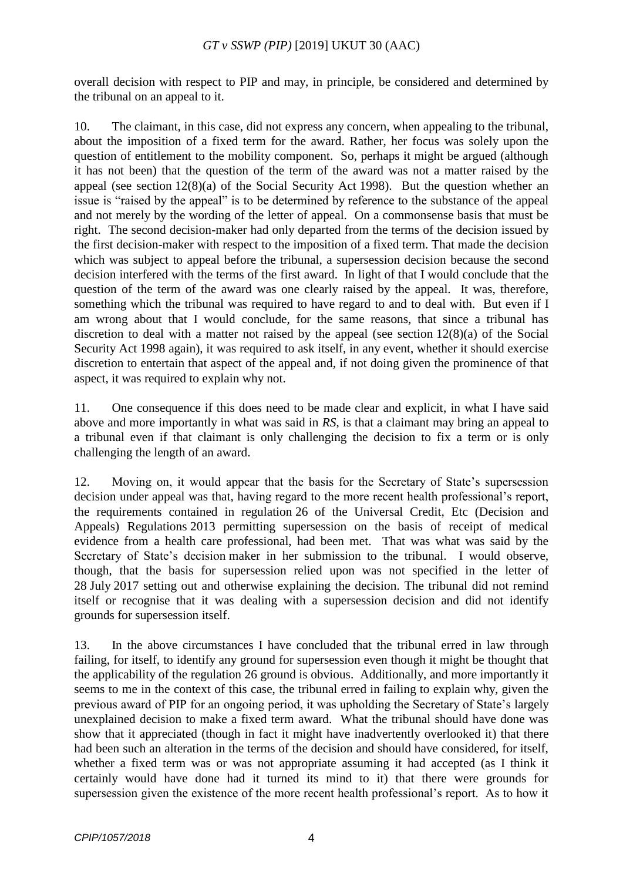overall decision with respect to PIP and may, in principle, be considered and determined by the tribunal on an appeal to it.

10. The claimant, in this case, did not express any concern, when appealing to the tribunal, about the imposition of a fixed term for the award. Rather, her focus was solely upon the question of entitlement to the mobility component. So, perhaps it might be argued (although it has not been) that the question of the term of the award was not a matter raised by the appeal (see section 12(8)(a) of the Social Security Act 1998). But the question whether an issue is "raised by the appeal" is to be determined by reference to the substance of the appeal and not merely by the wording of the letter of appeal. On a commonsense basis that must be right. The second decision-maker had only departed from the terms of the decision issued by the first decision-maker with respect to the imposition of a fixed term. That made the decision which was subject to appeal before the tribunal, a supersession decision because the second decision interfered with the terms of the first award. In light of that I would conclude that the question of the term of the award was one clearly raised by the appeal. It was, therefore, something which the tribunal was required to have regard to and to deal with. But even if I am wrong about that I would conclude, for the same reasons, that since a tribunal has discretion to deal with a matter not raised by the appeal (see section 12(8)(a) of the Social Security Act 1998 again), it was required to ask itself, in any event, whether it should exercise discretion to entertain that aspect of the appeal and, if not doing given the prominence of that aspect, it was required to explain why not.

11. One consequence if this does need to be made clear and explicit, in what I have said above and more importantly in what was said in *RS*, is that a claimant may bring an appeal to a tribunal even if that claimant is only challenging the decision to fix a term or is only challenging the length of an award.

12. Moving on, it would appear that the basis for the Secretary of State's supersession decision under appeal was that, having regard to the more recent health professional's report, the requirements contained in regulation 26 of the Universal Credit, Etc (Decision and Appeals) Regulations 2013 permitting supersession on the basis of receipt of medical evidence from a health care professional, had been met. That was what was said by the Secretary of State's decision maker in her submission to the tribunal. I would observe, though, that the basis for supersession relied upon was not specified in the letter of 28 July 2017 setting out and otherwise explaining the decision. The tribunal did not remind itself or recognise that it was dealing with a supersession decision and did not identify grounds for supersession itself.

13. In the above circumstances I have concluded that the tribunal erred in law through failing, for itself, to identify any ground for supersession even though it might be thought that the applicability of the regulation 26 ground is obvious. Additionally, and more importantly it seems to me in the context of this case, the tribunal erred in failing to explain why, given the previous award of PIP for an ongoing period, it was upholding the Secretary of State's largely unexplained decision to make a fixed term award. What the tribunal should have done was show that it appreciated (though in fact it might have inadvertently overlooked it) that there had been such an alteration in the terms of the decision and should have considered, for itself, whether a fixed term was or was not appropriate assuming it had accepted (as I think it certainly would have done had it turned its mind to it) that there were grounds for supersession given the existence of the more recent health professional's report. As to how it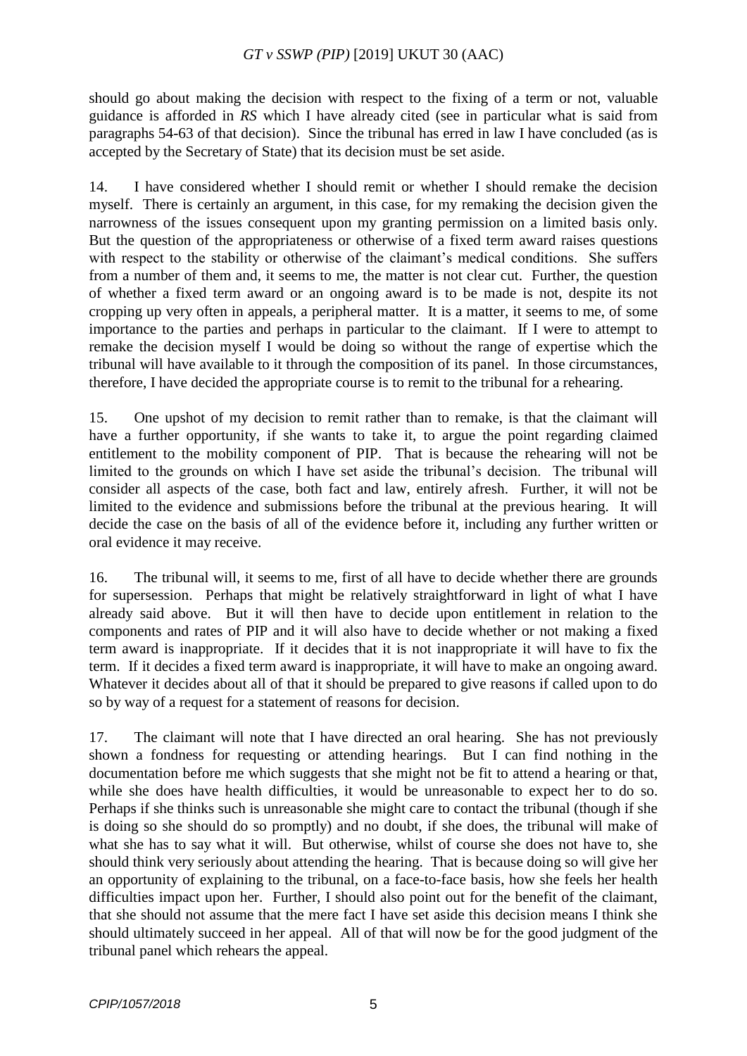should go about making the decision with respect to the fixing of a term or not, valuable guidance is afforded in *RS* which I have already cited (see in particular what is said from paragraphs 54-63 of that decision). Since the tribunal has erred in law I have concluded (as is accepted by the Secretary of State) that its decision must be set aside.

14. I have considered whether I should remit or whether I should remake the decision myself. There is certainly an argument, in this case, for my remaking the decision given the narrowness of the issues consequent upon my granting permission on a limited basis only. But the question of the appropriateness or otherwise of a fixed term award raises questions with respect to the stability or otherwise of the claimant's medical conditions. She suffers from a number of them and, it seems to me, the matter is not clear cut. Further, the question of whether a fixed term award or an ongoing award is to be made is not, despite its not cropping up very often in appeals, a peripheral matter. It is a matter, it seems to me, of some importance to the parties and perhaps in particular to the claimant. If I were to attempt to remake the decision myself I would be doing so without the range of expertise which the tribunal will have available to it through the composition of its panel. In those circumstances, therefore, I have decided the appropriate course is to remit to the tribunal for a rehearing.

15. One upshot of my decision to remit rather than to remake, is that the claimant will have a further opportunity, if she wants to take it, to argue the point regarding claimed entitlement to the mobility component of PIP. That is because the rehearing will not be limited to the grounds on which I have set aside the tribunal's decision. The tribunal will consider all aspects of the case, both fact and law, entirely afresh. Further, it will not be limited to the evidence and submissions before the tribunal at the previous hearing. It will decide the case on the basis of all of the evidence before it, including any further written or oral evidence it may receive.

16. The tribunal will, it seems to me, first of all have to decide whether there are grounds for supersession. Perhaps that might be relatively straightforward in light of what I have already said above. But it will then have to decide upon entitlement in relation to the components and rates of PIP and it will also have to decide whether or not making a fixed term award is inappropriate. If it decides that it is not inappropriate it will have to fix the term. If it decides a fixed term award is inappropriate, it will have to make an ongoing award. Whatever it decides about all of that it should be prepared to give reasons if called upon to do so by way of a request for a statement of reasons for decision.

17. The claimant will note that I have directed an oral hearing. She has not previously shown a fondness for requesting or attending hearings. But I can find nothing in the documentation before me which suggests that she might not be fit to attend a hearing or that, while she does have health difficulties, it would be unreasonable to expect her to do so. Perhaps if she thinks such is unreasonable she might care to contact the tribunal (though if she is doing so she should do so promptly) and no doubt, if she does, the tribunal will make of what she has to say what it will. But otherwise, whilst of course she does not have to, she should think very seriously about attending the hearing. That is because doing so will give her an opportunity of explaining to the tribunal, on a face-to-face basis, how she feels her health difficulties impact upon her. Further, I should also point out for the benefit of the claimant, that she should not assume that the mere fact I have set aside this decision means I think she should ultimately succeed in her appeal. All of that will now be for the good judgment of the tribunal panel which rehears the appeal.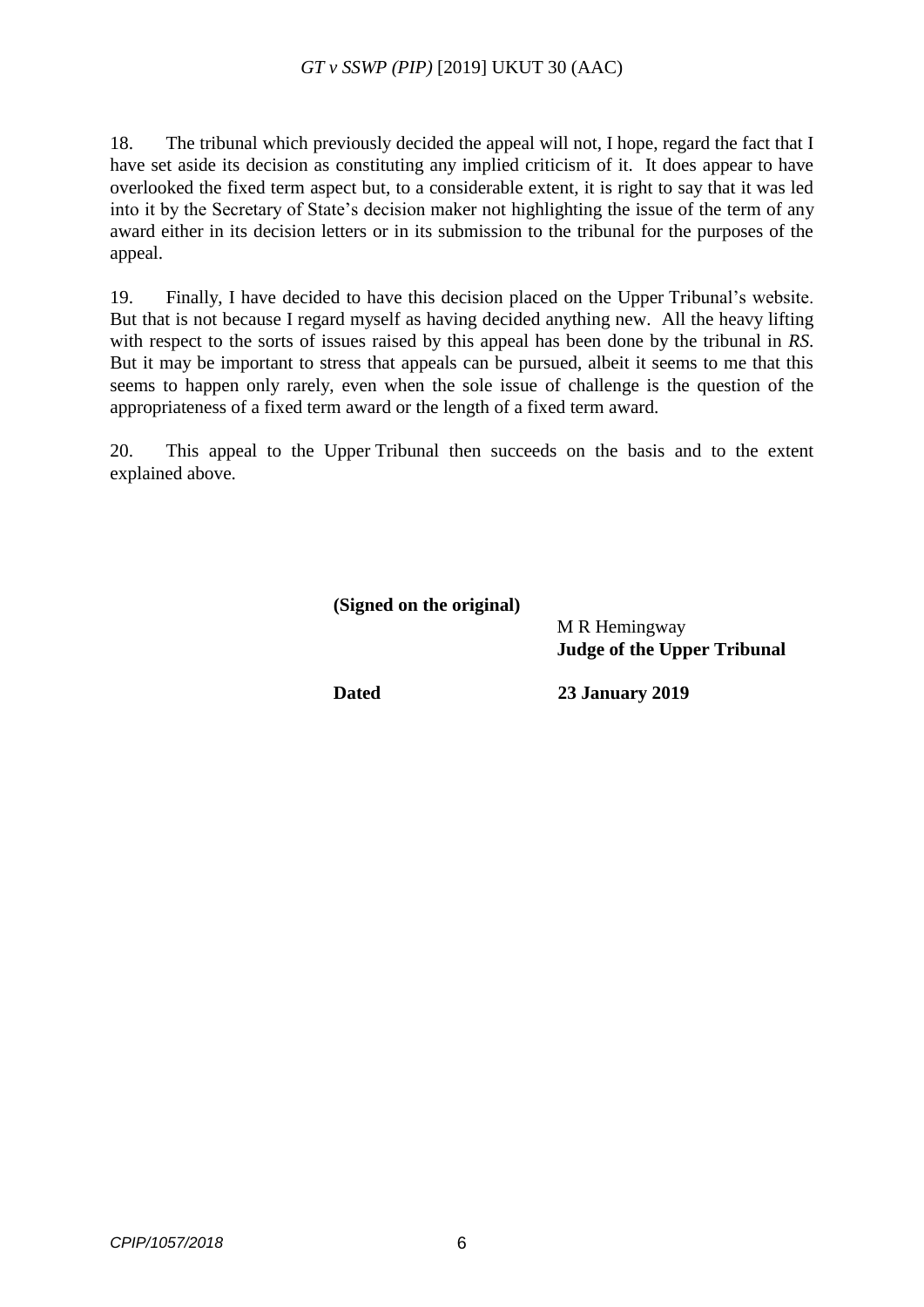18. The tribunal which previously decided the appeal will not, I hope, regard the fact that I have set aside its decision as constituting any implied criticism of it. It does appear to have overlooked the fixed term aspect but, to a considerable extent, it is right to say that it was led into it by the Secretary of State's decision maker not highlighting the issue of the term of any award either in its decision letters or in its submission to the tribunal for the purposes of the appeal.

19. Finally, I have decided to have this decision placed on the Upper Tribunal's website. But that is not because I regard myself as having decided anything new. All the heavy lifting with respect to the sorts of issues raised by this appeal has been done by the tribunal in *RS*. But it may be important to stress that appeals can be pursued, albeit it seems to me that this seems to happen only rarely, even when the sole issue of challenge is the question of the appropriateness of a fixed term award or the length of a fixed term award.

20. This appeal to the Upper Tribunal then succeeds on the basis and to the extent explained above.

**(Signed on the original)**

M R Hemingway
**Judge of the Upper Tribunal**

**Dated** **23 January 2019**